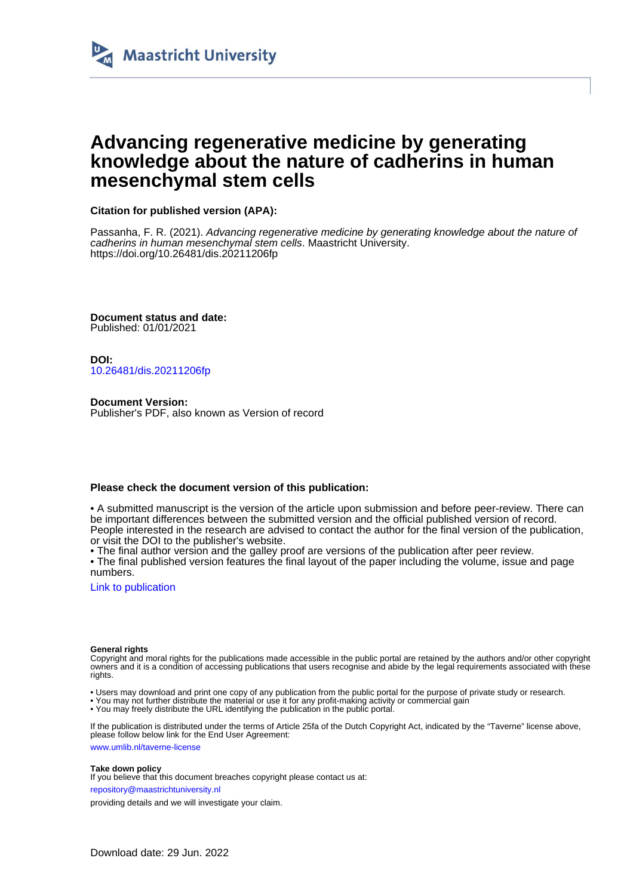Maastricht University

# Advancing regenerative medicine by generating knowledge about the nature of cadherins in human mesenchymal stem cells

**Citation for published version (APA):**

Passanha, F. R. (2021). *Advancing regenerative medicine by generating knowledge about the nature of cadherins in human mesenchymal stem cells*. Maastricht University. https://doi.org/10.26481/dis.20211206fp

**Document status and date:**
Published: 01/01/2021

**DOI:**
10.26481/dis.20211206fp

**Document Version:**
Publisher's PDF, also known as Version of record

**Please check the document version of this publication:**

• A submitted manuscript is the version of the article upon submission and before peer-review. There can be important differences between the submitted version and the official published version of record. People interested in the research are advised to contact the author for the final version of the publication, or visit the DOI to the publisher's website.
• The final author version and the galley proof are versions of the publication after peer review.
• The final published version features the final layout of the paper including the volume, issue and page numbers.

Link to publication

**General rights**
Copyright and moral rights for the publications made accessible in the public portal are retained by the authors and/or other copyright owners and it is a condition of accessing publications that users recognise and abide by the legal requirements associated with these rights.

• Users may download and print one copy of any publication from the public portal for the purpose of private study or research.
• You may not further distribute the material or use it for any profit-making activity or commercial gain
• You may freely distribute the URL identifying the publication in the public portal.

If the publication is distributed under the terms of Article 25fa of the Dutch Copyright Act, indicated by the "Taverne" license above, please follow below link for the End User Agreement:

www.umlib.nl/taverne-license

**Take down policy**
If you believe that this document breaches copyright please contact us at:

repository@maastrichtuniversity.nl

providing details and we will investigate your claim.

Download date: 29 Jun. 2022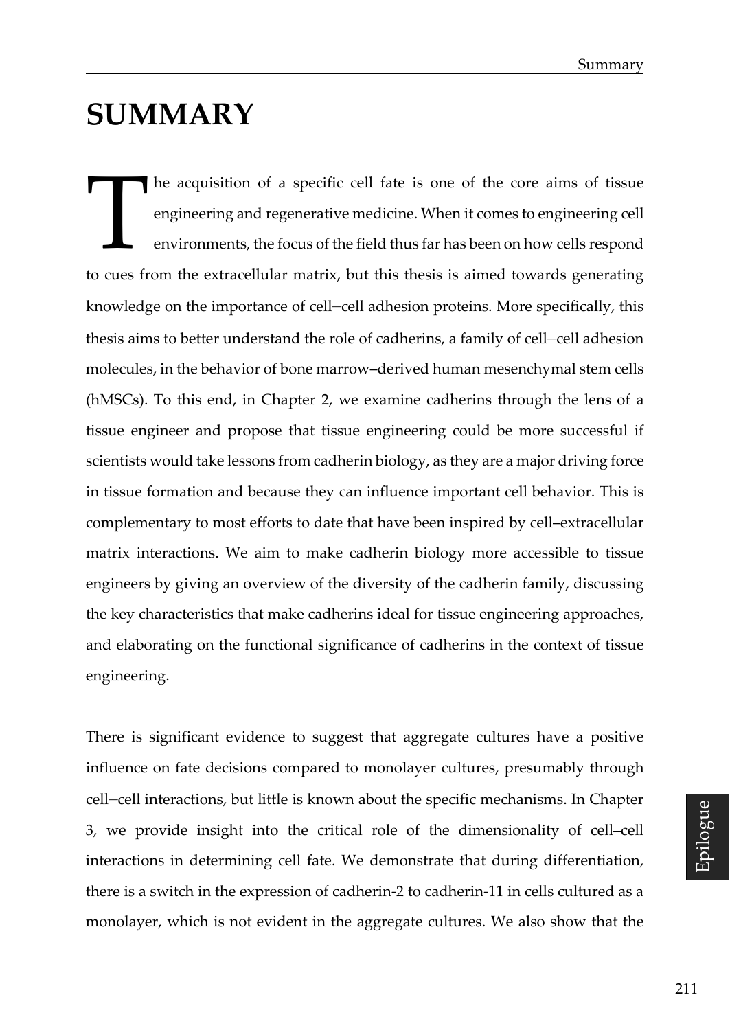# SUMMARY

The acquisition of a specific cell fate is one of the core aims of tissue engineering and regenerative medicine. When it comes to engineering cell environments, the focus of the field thus far has been on how cells respond to cues from the extracellular matrix, but this thesis is aimed towards generating knowledge on the importance of cell–cell adhesion proteins. More specifically, this thesis aims to better understand the role of cadherins, a family of cell–cell adhesion molecules, in the behavior of bone marrow–derived human mesenchymal stem cells (hMSCs). To this end, in Chapter 2, we examine cadherins through the lens of a tissue engineer and propose that tissue engineering could be more successful if scientists would take lessons from cadherin biology, as they are a major driving force in tissue formation and because they can influence important cell behavior. This is complementary to most efforts to date that have been inspired by cell–extracellular matrix interactions. We aim to make cadherin biology more accessible to tissue engineers by giving an overview of the diversity of the cadherin family, discussing the key characteristics that make cadherins ideal for tissue engineering approaches, and elaborating on the functional significance of cadherins in the context of tissue engineering.

There is significant evidence to suggest that aggregate cultures have a positive influence on fate decisions compared to monolayer cultures, presumably through cell–cell interactions, but little is known about the specific mechanisms. In Chapter 3, we provide insight into the critical role of the dimensionality of cell–cell interactions in determining cell fate. We demonstrate that during differentiation, there is a switch in the expression of cadherin-2 to cadherin-11 in cells cultured as a monolayer, which is not evident in the aggregate cultures. We also show that the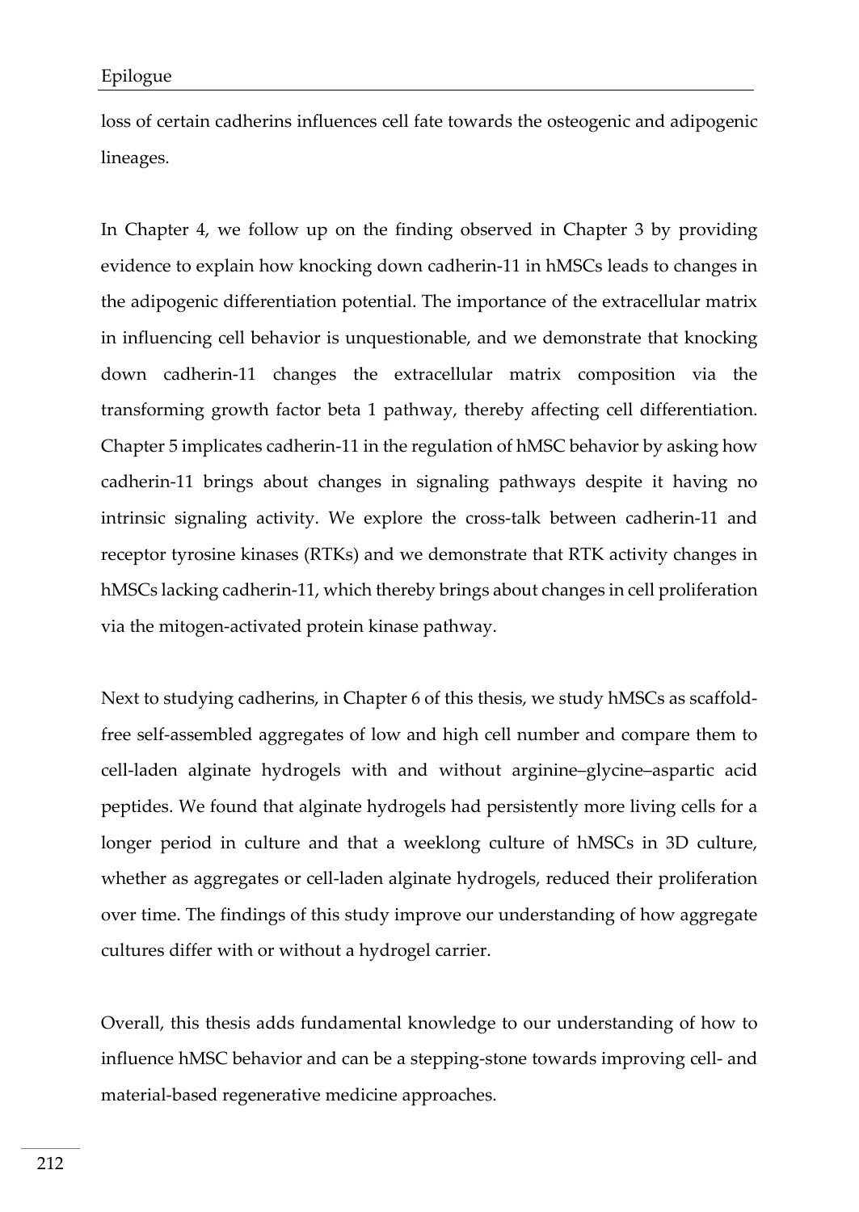loss of certain cadherins influences cell fate towards the osteogenic and adipogenic lineages.

In Chapter 4, we follow up on the finding observed in Chapter 3 by providing evidence to explain how knocking down cadherin-11 in hMSCs leads to changes in the adipogenic differentiation potential. The importance of the extracellular matrix in influencing cell behavior is unquestionable, and we demonstrate that knocking down cadherin-11 changes the extracellular matrix composition via the transforming growth factor beta 1 pathway, thereby affecting cell differentiation. Chapter 5 implicates cadherin-11 in the regulation of hMSC behavior by asking how cadherin-11 brings about changes in signaling pathways despite it having no intrinsic signaling activity. We explore the cross-talk between cadherin-11 and receptor tyrosine kinases (RTKs) and we demonstrate that RTK activity changes in hMSCs lacking cadherin-11, which thereby brings about changes in cell proliferation via the mitogen-activated protein kinase pathway.

Next to studying cadherins, in Chapter 6 of this thesis, we study hMSCs as scaffold-free self-assembled aggregates of low and high cell number and compare them to cell-laden alginate hydrogels with and without arginine–glycine–aspartic acid peptides. We found that alginate hydrogels had persistently more living cells for a longer period in culture and that a weeklong culture of hMSCs in 3D culture, whether as aggregates or cell-laden alginate hydrogels, reduced their proliferation over time. The findings of this study improve our understanding of how aggregate cultures differ with or without a hydrogel carrier.

Overall, this thesis adds fundamental knowledge to our understanding of how to influence hMSC behavior and can be a stepping-stone towards improving cell- and material-based regenerative medicine approaches.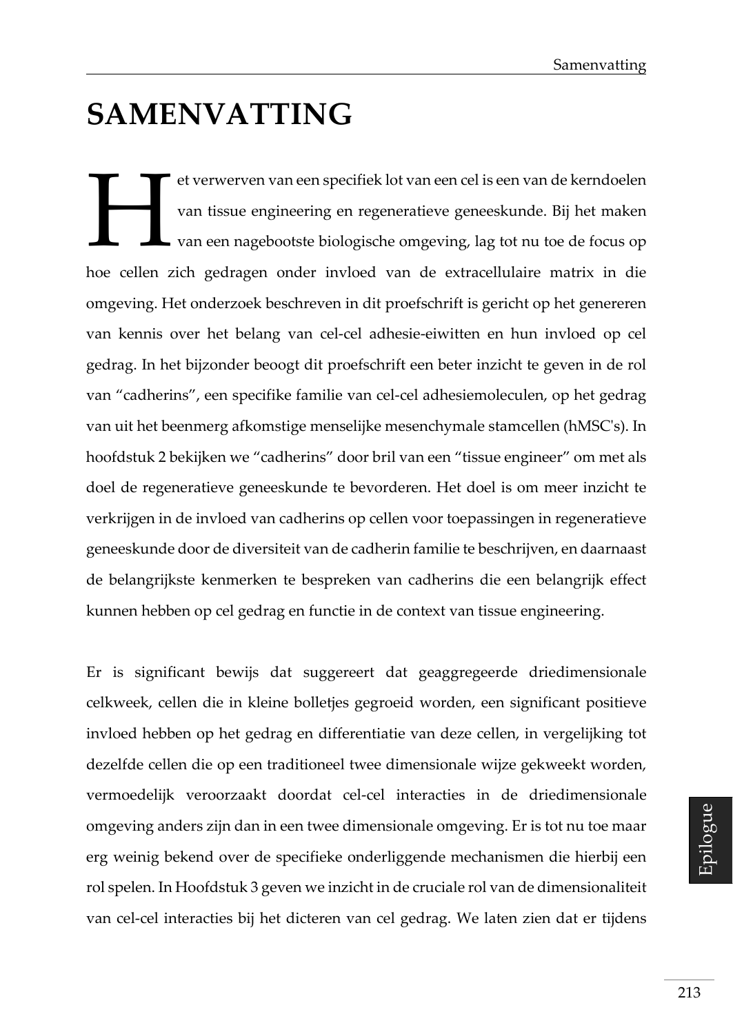# SAMENVATTING

Het verwerven van een specifiek lot van een cel is een van de kerndoelen van tissue engineering en regeneratieve geneeskunde. Bij het maken van een nagebootste biologische omgeving, lag tot nu toe de focus op hoe cellen zich gedragen onder invloed van de extracellulaire matrix in die omgeving. Het onderzoek beschreven in dit proefschrift is gericht op het genereren van kennis over het belang van cel-cel adhesie-eiwitten en hun invloed op cel gedrag. In het bijzonder beoogt dit proefschrift een beter inzicht te geven in de rol van "cadherins", een specifike familie van cel-cel adhesiemoleculen, op het gedrag van uit het beenmerg afkomstige menselijke mesenchymale stamcellen (hMSC's). In hoofdstuk 2 bekijken we "cadherins" door bril van een "tissue engineer" om met als doel de regeneratieve geneeskunde te bevorderen. Het doel is om meer inzicht te verkrijgen in de invloed van cadherins op cellen voor toepassingen in regeneratieve geneeskunde door de diversiteit van de cadherin familie te beschrijven, en daarnaast de belangrijkste kenmerken te bespreken van cadherins die een belangrijk effect kunnen hebben op cel gedrag en functie in de context van tissue engineering.

Er is significant bewijs dat suggereert dat geaggregeerde driedimensionale celkweek, cellen die in kleine bolletjes gegroeid worden, een significant positieve invloed hebben op het gedrag en differentiatie van deze cellen, in vergelijking tot dezelfde cellen die op een traditioneel twee dimensionale wijze gekweekt worden, vermoedelijk veroorzaakt doordat cel-cel interacties in de driedimensionale omgeving anders zijn dan in een twee dimensionale omgeving. Er is tot nu toe maar erg weinig bekend over de specifieke onderliggende mechanismen die hierbij een rol spelen. In Hoofdstuk 3 geven we inzicht in de cruciale rol van de dimensionaliteit van cel-cel interacties bij het dicteren van cel gedrag. We laten zien dat er tijdens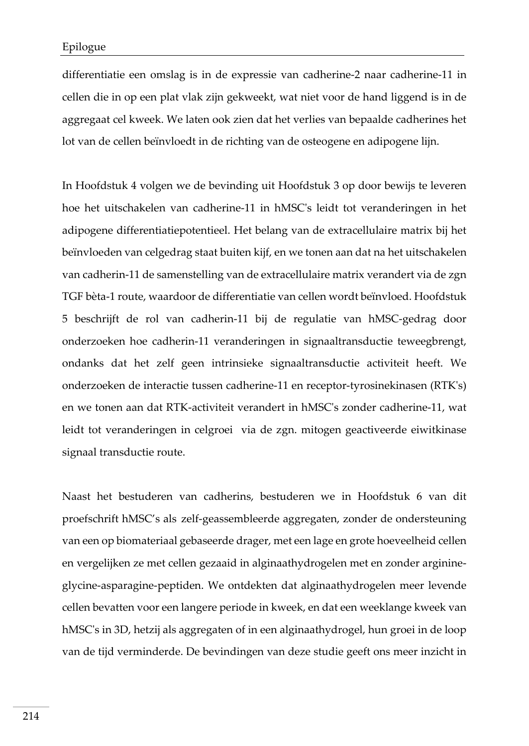differentiatie een omslag is in de expressie van cadherine-2 naar cadherine-11 in cellen die in op een plat vlak zijn gekweekt, wat niet voor de hand liggend is in de aggregaat cel kweek. We laten ook zien dat het verlies van bepaalde cadherines het lot van de cellen beïnvloedt in de richting van de osteogene en adipogene lijn.

In Hoofdstuk 4 volgen we de bevinding uit Hoofdstuk 3 op door bewijs te leveren hoe het uitschakelen van cadherine-11 in hMSC's leidt tot veranderingen in het adipogene differentiatiepotentieel. Het belang van de extracellulaire matrix bij het beïnvloeden van celgedrag staat buiten kijf, en we tonen aan dat na het uitschakelen van cadherin-11 de samenstelling van de extracellulaire matrix verandert via de zgn TGF bèta-1 route, waardoor de differentiatie van cellen wordt beïnvloed. Hoofdstuk 5 beschrijft de rol van cadherin-11 bij de regulatie van hMSC-gedrag door onderzoeken hoe cadherin-11 veranderingen in signaaltransductie teweegbrengt, ondanks dat het zelf geen intrinsieke signaaltransductie activiteit heeft. We onderzoeken de interactie tussen cadherine-11 en receptor-tyrosinekinasen (RTK's) en we tonen aan dat RTK-activiteit verandert in hMSC's zonder cadherine-11, wat leidt tot veranderingen in celgroei via de zgn. mitogen geactiveerde eiwitkinase signaal transductie route.

Naast het bestuderen van cadherins, bestuderen we in Hoofdstuk 6 van dit proefschrift hMSC's als zelf-geassembleerde aggregaten, zonder de ondersteuning van een op biomateriaal gebaseerde drager, met een lage en grote hoeveelheid cellen en vergelijken ze met cellen gezaaid in alginaathydrogelen met en zonder arginine-glycine-asparagine-peptiden. We ontdekten dat alginaathydrogelen meer levende cellen bevatten voor een langere periode in kweek, en dat een weeklange kweek van hMSC's in 3D, hetzij als aggregaten of in een alginaathydrogel, hun groei in de loop van de tijd verminderde. De bevindingen van deze studie geeft ons meer inzicht in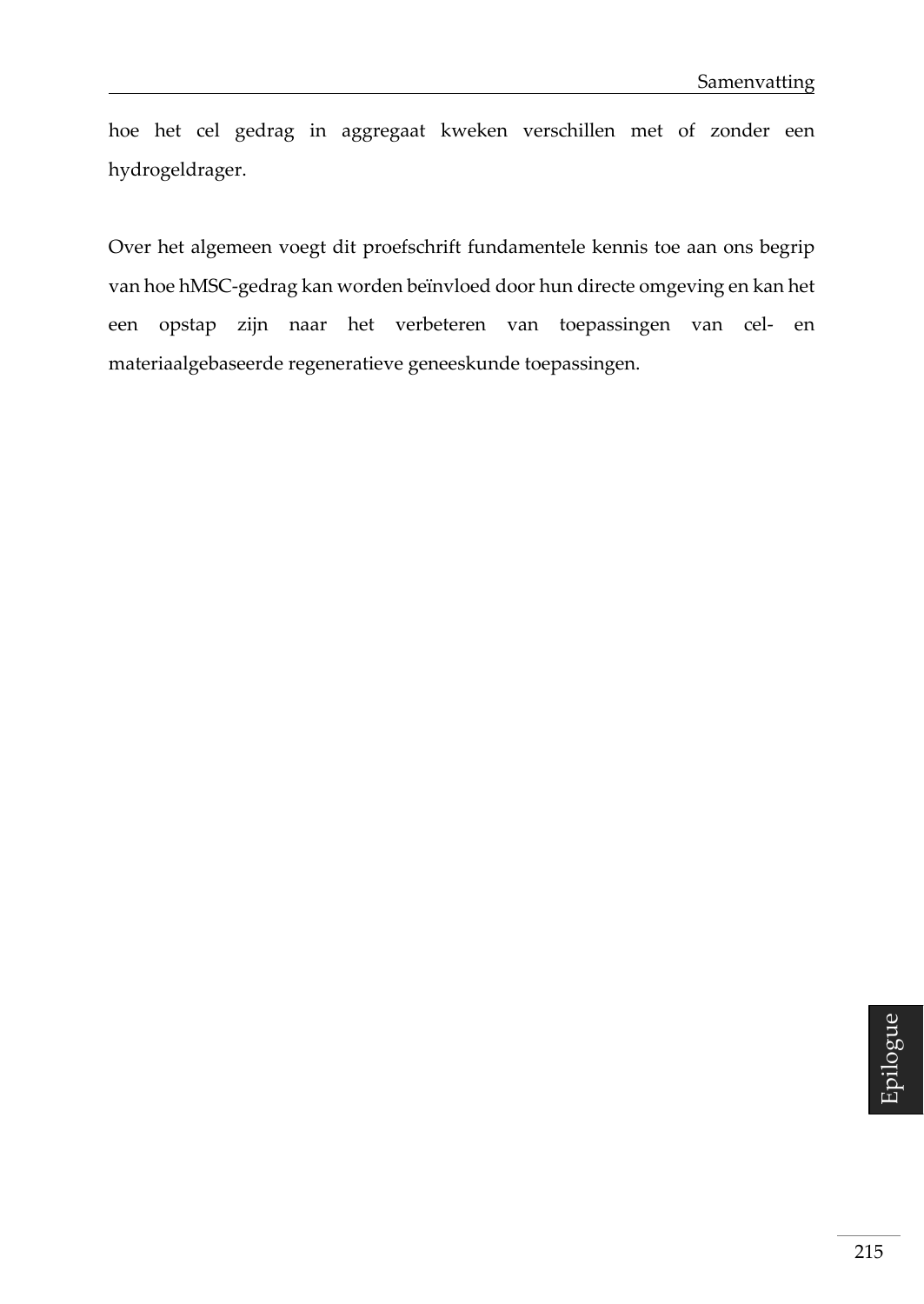hoe het cel gedrag in aggregaat kweken verschillen met of zonder een hydrogeldrager.

Over het algemeen voegt dit proefschrift fundamentele kennis toe aan ons begrip van hoe hMSC-gedrag kan worden beïnvloed door hun directe omgeving en kan het een opstap zijn naar het verbeteren van toepassingen van cel- en materiaalgebaseerde regeneratieve geneeskunde toepassingen.